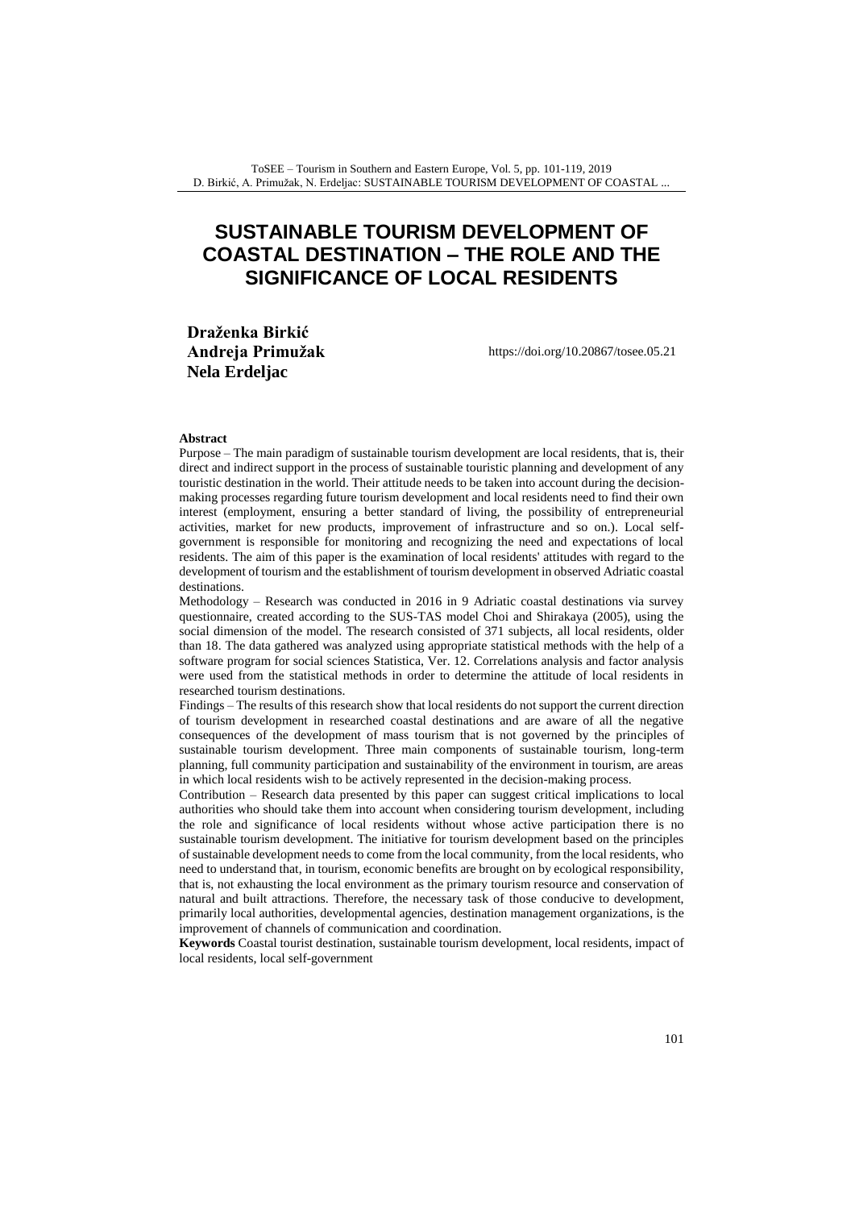# SUSTAINABLE TOURISM DEVELOPMENT OF COASTAL DESTINATION – THE ROLE AND THE SIGNIFICANCE OF LOCAL RESIDENTS

**Draženka Birkić**
**Andreja Primužak**
**Nela Erdeljac**

https://doi.org/10.20867/tosee.05.21

#### Abstract

Purpose – The main paradigm of sustainable tourism development are local residents, that is, their direct and indirect support in the process of sustainable touristic planning and development of any touristic destination in the world. Their attitude needs to be taken into account during the decision-making processes regarding future tourism development and local residents need to find their own interest (employment, ensuring a better standard of living, the possibility of entrepreneurial activities, market for new products, improvement of infrastructure and so on.). Local self-government is responsible for monitoring and recognizing the need and expectations of local residents. The aim of this paper is the examination of local residents' attitudes with regard to the development of tourism and the establishment of tourism development in observed Adriatic coastal destinations.

Methodology – Research was conducted in 2016 in 9 Adriatic coastal destinations via survey questionnaire, created according to the SUS-TAS model Choi and Shirakaya (2005), using the social dimension of the model. The research consisted of 371 subjects, all local residents, older than 18. The data gathered was analyzed using appropriate statistical methods with the help of a software program for social sciences Statistica, Ver. 12. Correlations analysis and factor analysis were used from the statistical methods in order to determine the attitude of local residents in researched tourism destinations.

Findings – The results of this research show that local residents do not support the current direction of tourism development in researched coastal destinations and are aware of all the negative consequences of the development of mass tourism that is not governed by the principles of sustainable tourism development. Three main components of sustainable tourism, long-term planning, full community participation and sustainability of the environment in tourism, are areas in which local residents wish to be actively represented in the decision-making process.

Contribution – Research data presented by this paper can suggest critical implications to local authorities who should take them into account when considering tourism development, including the role and significance of local residents without whose active participation there is no sustainable tourism development. The initiative for tourism development based on the principles of sustainable development needs to come from the local community, from the local residents, who need to understand that, in tourism, economic benefits are brought on by ecological responsibility, that is, not exhausting the local environment as the primary tourism resource and conservation of natural and built attractions. Therefore, the necessary task of those conducive to development, primarily local authorities, developmental agencies, destination management organizations, is the improvement of channels of communication and coordination.

**Keywords** Coastal tourist destination, sustainable tourism development, local residents, impact of local residents, local self-government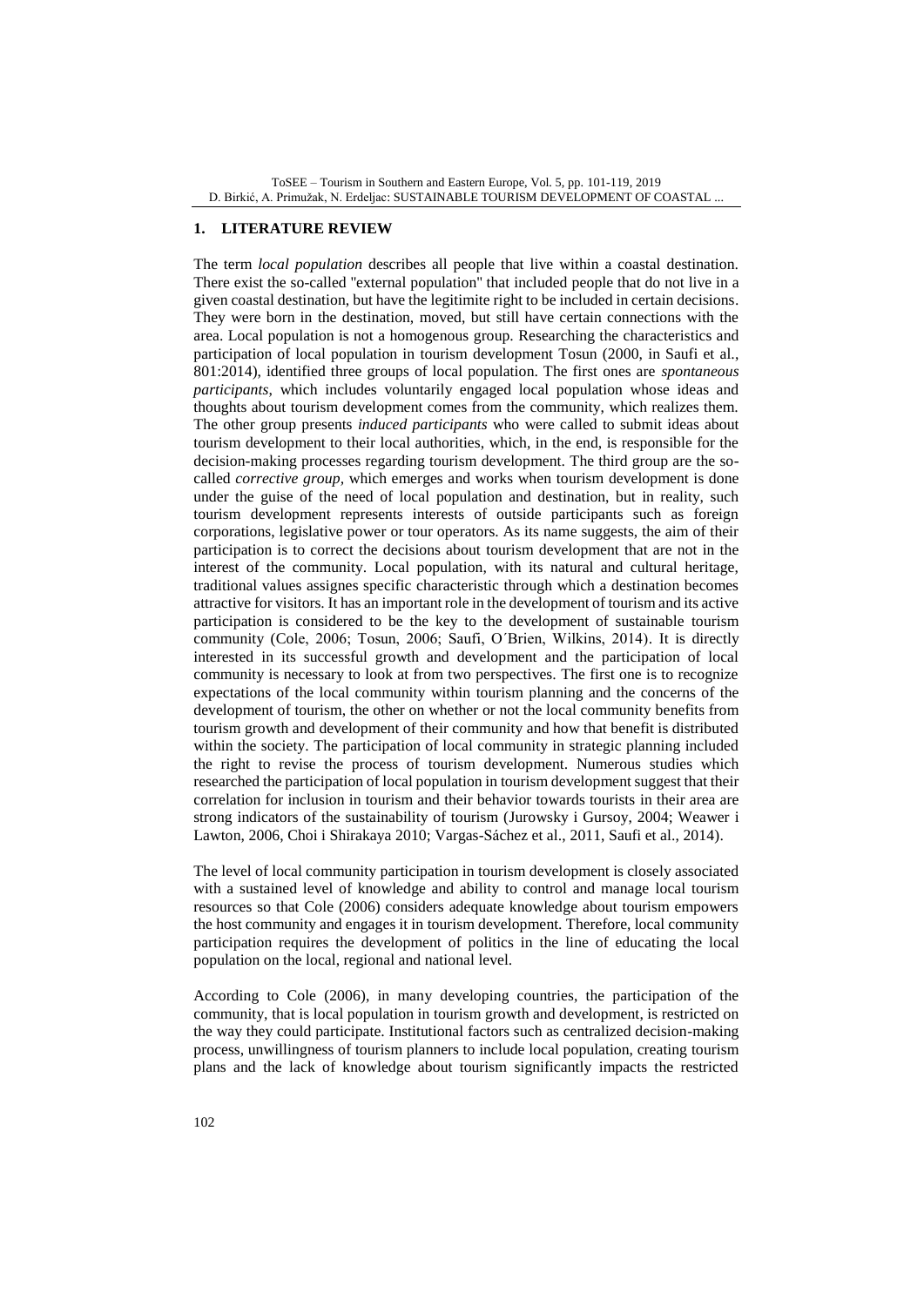## 1. LITERATURE REVIEW

The term *local population* describes all people that live within a coastal destination. There exist the so-called "external population" that included people that do not live in a given coastal destination, but have the legitimite right to be included in certain decisions. They were born in the destination, moved, but still have certain connections with the area. Local population is not a homogenous group. Researching the characteristics and participation of local population in tourism development Tosun (2000, in Saufi et al., 801:2014), identified three groups of local population. The first ones are *spontaneous participants*, which includes voluntarily engaged local population whose ideas and thoughts about tourism development comes from the community, which realizes them. The other group presents *induced participants* who were called to submit ideas about tourism development to their local authorities, which, in the end, is responsible for the decision-making processes regarding tourism development. The third group are the so-called *corrective group*, which emerges and works when tourism development is done under the guise of the need of local population and destination, but in reality, such tourism development represents interests of outside participants such as foreign corporations, legislative power or tour operators. As its name suggests, the aim of their participation is to correct the decisions about tourism development that are not in the interest of the community. Local population, with its natural and cultural heritage, traditional values assignes specific characteristic through which a destination becomes attractive for visitors. It has an important role in the development of tourism and its active participation is considered to be the key to the development of sustainable tourism community (Cole, 2006; Tosun, 2006; Saufi, O´Brien, Wilkins, 2014). It is directly interested in its successful growth and development and the participation of local community is necessary to look at from two perspectives. The first one is to recognize expectations of the local community within tourism planning and the concerns of the development of tourism, the other on whether or not the local community benefits from tourism growth and development of their community and how that benefit is distributed within the society. The participation of local community in strategic planning included the right to revise the process of tourism development. Numerous studies which researched the participation of local population in tourism development suggest that their correlation for inclusion in tourism and their behavior towards tourists in their area are strong indicators of the sustainability of tourism (Jurowsky i Gursoy, 2004; Weawer i Lawton, 2006, Choi i Shirakaya 2010; Vargas-Sáchez et al., 2011, Saufi et al., 2014).

The level of local community participation in tourism development is closely associated with a sustained level of knowledge and ability to control and manage local tourism resources so that Cole (2006) considers adequate knowledge about tourism empowers the host community and engages it in tourism development. Therefore, local community participation requires the development of politics in the line of educating the local population on the local, regional and national level.

According to Cole (2006), in many developing countries, the participation of the community, that is local population in tourism growth and development, is restricted on the way they could participate. Institutional factors such as centralized decision-making process, unwillingness of tourism planners to include local population, creating tourism plans and the lack of knowledge about tourism significantly impacts the restricted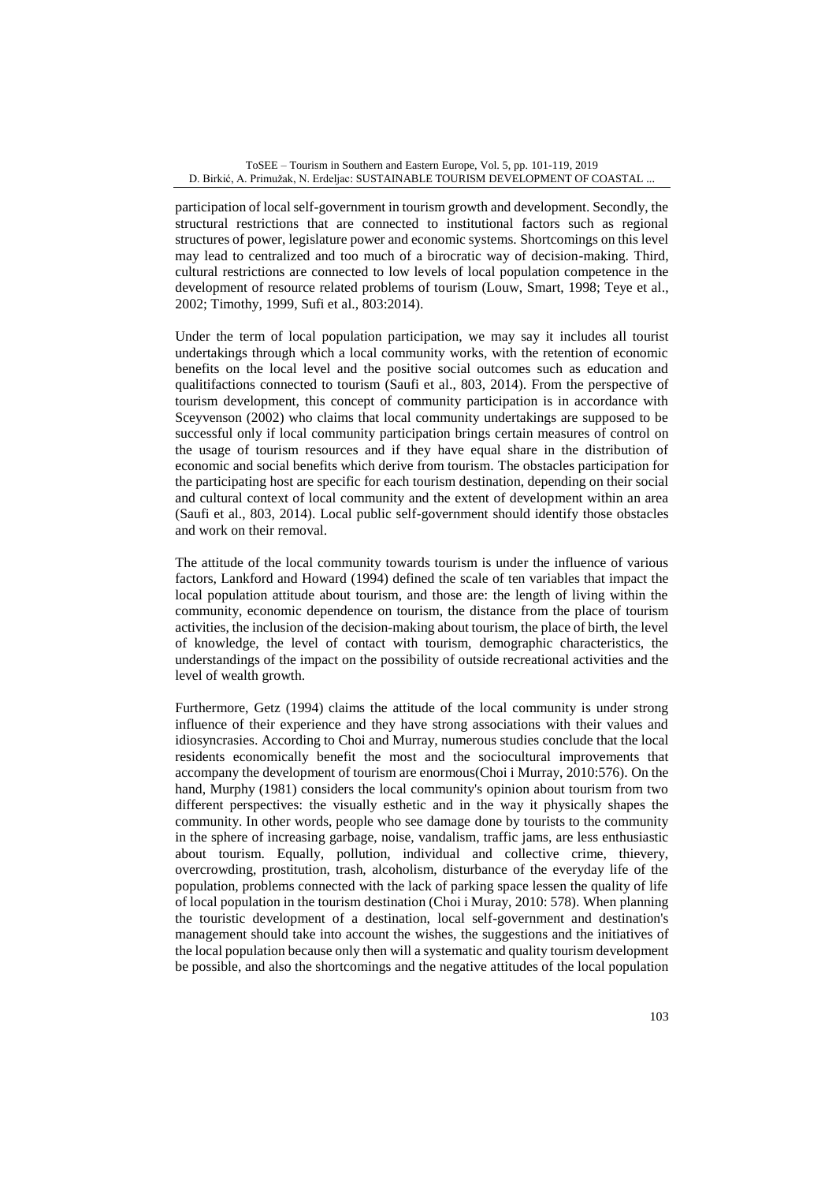participation of local self-government in tourism growth and development. Secondly, the structural restrictions that are connected to institutional factors such as regional structures of power, legislature power and economic systems. Shortcomings on this level may lead to centralized and too much of a birocratic way of decision-making. Third, cultural restrictions are connected to low levels of local population competence in the development of resource related problems of tourism (Louw, Smart, 1998; Teye et al., 2002; Timothy, 1999, Sufi et al., 803:2014).

Under the term of local population participation, we may say it includes all tourist undertakings through which a local community works, with the retention of economic benefits on the local level and the positive social outcomes such as education and qualitifactions connected to tourism (Saufi et al., 803, 2014). From the perspective of tourism development, this concept of community participation is in accordance with Sceyvenson (2002) who claims that local community undertakings are supposed to be successful only if local community participation brings certain measures of control on the usage of tourism resources and if they have equal share in the distribution of economic and social benefits which derive from tourism. The obstacles participation for the participating host are specific for each tourism destination, depending on their social and cultural context of local community and the extent of development within an area (Saufi et al., 803, 2014). Local public self-government should identify those obstacles and work on their removal.

The attitude of the local community towards tourism is under the influence of various factors, Lankford and Howard (1994) defined the scale of ten variables that impact the local population attitude about tourism, and those are: the length of living within the community, economic dependence on tourism, the distance from the place of tourism activities, the inclusion of the decision-making about tourism, the place of birth, the level of knowledge, the level of contact with tourism, demographic characteristics, the understandings of the impact on the possibility of outside recreational activities and the level of wealth growth.

Furthermore, Getz (1994) claims the attitude of the local community is under strong influence of their experience and they have strong associations with their values and idiosyncrasies. According to Choi and Murray, numerous studies conclude that the local residents economically benefit the most and the sociocultural improvements that accompany the development of tourism are enormous(Choi i Murray, 2010:576). On the hand, Murphy (1981) considers the local community's opinion about tourism from two different perspectives: the visually esthetic and in the way it physically shapes the community. In other words, people who see damage done by tourists to the community in the sphere of increasing garbage, noise, vandalism, traffic jams, are less enthusiastic about tourism. Equally, pollution, individual and collective crime, thievery, overcrowding, prostitution, trash, alcoholism, disturbance of the everyday life of the population, problems connected with the lack of parking space lessen the quality of life of local population in the tourism destination (Choi i Muray, 2010: 578). When planning the touristic development of a destination, local self-government and destination's management should take into account the wishes, the suggestions and the initiatives of the local population because only then will a systematic and quality tourism development be possible, and also the shortcomings and the negative attitudes of the local population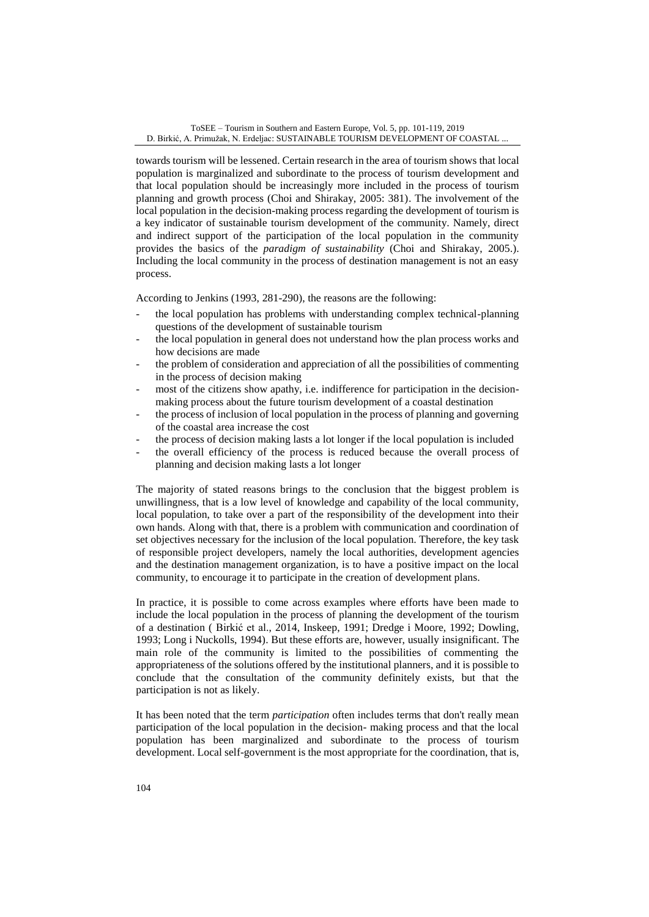towards tourism will be lessened. Certain research in the area of tourism shows that local population is marginalized and subordinate to the process of tourism development and that local population should be increasingly more included in the process of tourism planning and growth process (Choi and Shirakay, 2005: 381). The involvement of the local population in the decision-making process regarding the development of tourism is a key indicator of sustainable tourism development of the community. Namely, direct and indirect support of the participation of the local population in the community provides the basics of the *paradigm of sustainability* (Choi and Shirakay, 2005.). Including the local community in the process of destination management is not an easy process.

According to Jenkins (1993, 281-290), the reasons are the following:

- the local population has problems with understanding complex technical-planning questions of the development of sustainable tourism
- the local population in general does not understand how the plan process works and how decisions are made
- the problem of consideration and appreciation of all the possibilities of commenting in the process of decision making
- most of the citizens show apathy, i.e. indifference for participation in the decision-making process about the future tourism development of a coastal destination
- the process of inclusion of local population in the process of planning and governing of the coastal area increase the cost
- the process of decision making lasts a lot longer if the local population is included
- the overall efficiency of the process is reduced because the overall process of planning and decision making lasts a lot longer

The majority of stated reasons brings to the conclusion that the biggest problem is unwillingness, that is a low level of knowledge and capability of the local community, local population, to take over a part of the responsibility of the development into their own hands. Along with that, there is a problem with communication and coordination of set objectives necessary for the inclusion of the local population. Therefore, the key task of responsible project developers, namely the local authorities, development agencies and the destination management organization, is to have a positive impact on the local community, to encourage it to participate in the creation of development plans.

In practice, it is possible to come across examples where efforts have been made to include the local population in the process of planning the development of the tourism of a destination ( Birkić et al., 2014, Inskeep, 1991; Dredge i Moore, 1992; Dowling, 1993; Long i Nuckolls, 1994). But these efforts are, however, usually insignificant. The main role of the community is limited to the possibilities of commenting the appropriateness of the solutions offered by the institutional planners, and it is possible to conclude that the consultation of the community definitely exists, but that the participation is not as likely.

It has been noted that the term *participation* often includes terms that don't really mean participation of the local population in the decision- making process and that the local population has been marginalized and subordinate to the process of tourism development. Local self-government is the most appropriate for the coordination, that is,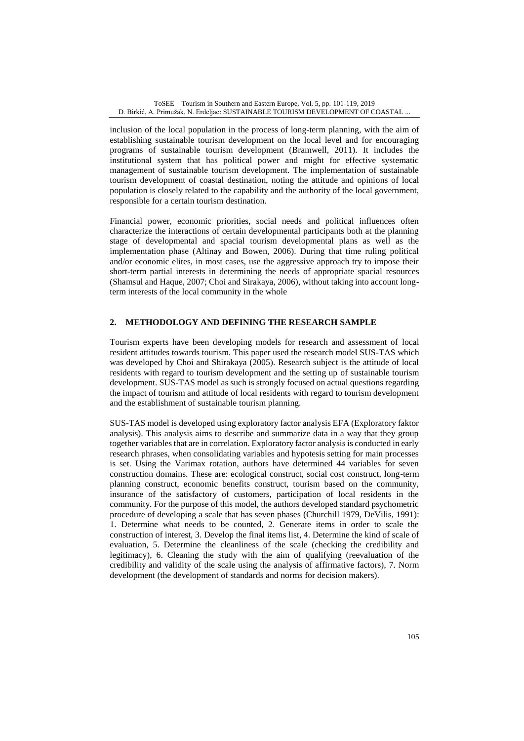inclusion of the local population in the process of long-term planning, with the aim of establishing sustainable tourism development on the local level and for encouraging programs of sustainable tourism development (Bramwell, 2011). It includes the institutional system that has political power and might for effective systematic management of sustainable tourism development. The implementation of sustainable tourism development of coastal destination, noting the attitude and opinions of local population is closely related to the capability and the authority of the local government, responsible for a certain tourism destination.

Financial power, economic priorities, social needs and political influences often characterize the interactions of certain developmental participants both at the planning stage of developmental and spacial tourism developmental plans as well as the implementation phase (Altinay and Bowen, 2006). During that time ruling political and/or economic elites, in most cases, use the aggressive approach try to impose their short-term partial interests in determining the needs of appropriate spacial resources (Shamsul and Haque, 2007; Choi and Sirakaya, 2006), without taking into account long-term interests of the local community in the whole

## 2. METHODOLOGY AND DEFINING THE RESEARCH SAMPLE

Tourism experts have been developing models for research and assessment of local resident attitudes towards tourism. This paper used the research model SUS-TAS which was developed by Choi and Shirakaya (2005). Research subject is the attitude of local residents with regard to tourism development and the setting up of sustainable tourism development. SUS-TAS model as such is strongly focused on actual questions regarding the impact of tourism and attitude of local residents with regard to tourism development and the establishment of sustainable tourism planning.

SUS-TAS model is developed using exploratory factor analysis EFA (Exploratory faktor analysis). This analysis aims to describe and summarize data in a way that they group together variables that are in correlation. Exploratory factor analysis is conducted in early research phrases, when consolidating variables and hypotesis setting for main processes is set. Using the Varimax rotation, authors have determined 44 variables for seven construction domains. These are: ecological construct, social cost construct, long-term planning construct, economic benefits construct, tourism based on the community, insurance of the satisfactory of customers, participation of local residents in the community. For the purpose of this model, the authors developed standard psychometric procedure of developing a scale that has seven phases (Churchill 1979, DeVilis, 1991): 1. Determine what needs to be counted, 2. Generate items in order to scale the construction of interest, 3. Develop the final items list, 4. Determine the kind of scale of evaluation, 5. Determine the cleanliness of the scale (checking the credibility and legitimacy), 6. Cleaning the study with the aim of qualifying (reevaluation of the credibility and validity of the scale using the analysis of affirmative factors), 7. Norm development (the development of standards and norms for decision makers).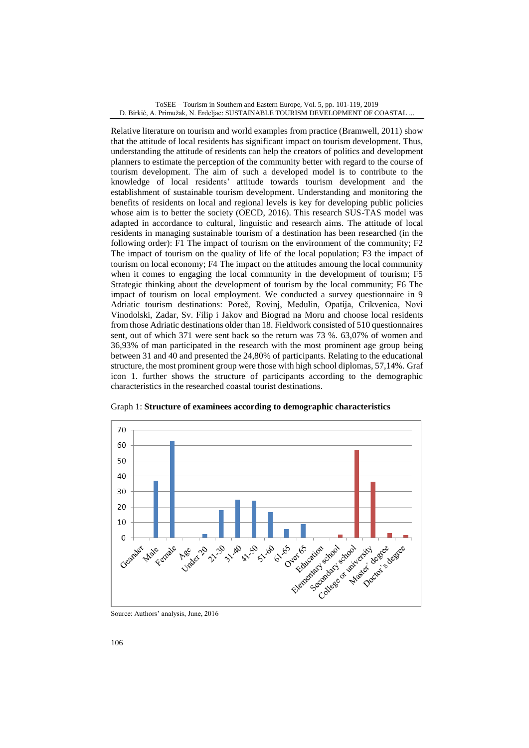Relative literature on tourism and world examples from practice (Bramwell, 2011) show that the attitude of local residents has significant impact on tourism development. Thus, understanding the attitude of residents can help the creators of politics and development planners to estimate the perception of the community better with regard to the course of tourism development. The aim of such a developed model is to contribute to the knowledge of local residents' attitude towards tourism development and the establishment of sustainable tourism development. Understanding and monitoring the benefits of residents on local and regional levels is key for developing public policies whose aim is to better the society (OECD, 2016). This research SUS-TAS model was adapted in accordance to cultural, linguistic and research aims. The attitude of local residents in managing sustainable tourism of a destination has been researched (in the following order): F1 The impact of tourism on the environment of the community; F2 The impact of tourism on the quality of life of the local population; F3 the impact of tourism on local economy; F4 The impact on the attitudes amoung the local community when it comes to engaging the local community in the development of tourism; F5 Strategic thinking about the development of tourism by the local community; F6 The impact of tourism on local employment. We conducted a survey questionnaire in 9 Adriatic tourism destinations: Poreč, Rovinj, Medulin, Opatija, Crikvenica, Novi Vinodolski, Zadar, Sv. Filip i Jakov and Biograd na Moru and choose local residents from those Adriatic destinations older than 18. Fieldwork consisted of 510 questionnaires sent, out of which 371 were sent back so the return was 73 %. 63,07% of women and 36,93% of man participated in the research with the most prominent age group being between 31 and 40 and presented the 24,80% of participants. Relating to the educational structure, the most prominent group were those with high school diplomas, 57,14%. Graf icon 1. further shows the structure of participants according to the demographic characteristics in the researched coastal tourist destinations.

Graph 1: **Structure of examinees according to demographic characteristics**

Source: Authors' analysis, June, 2016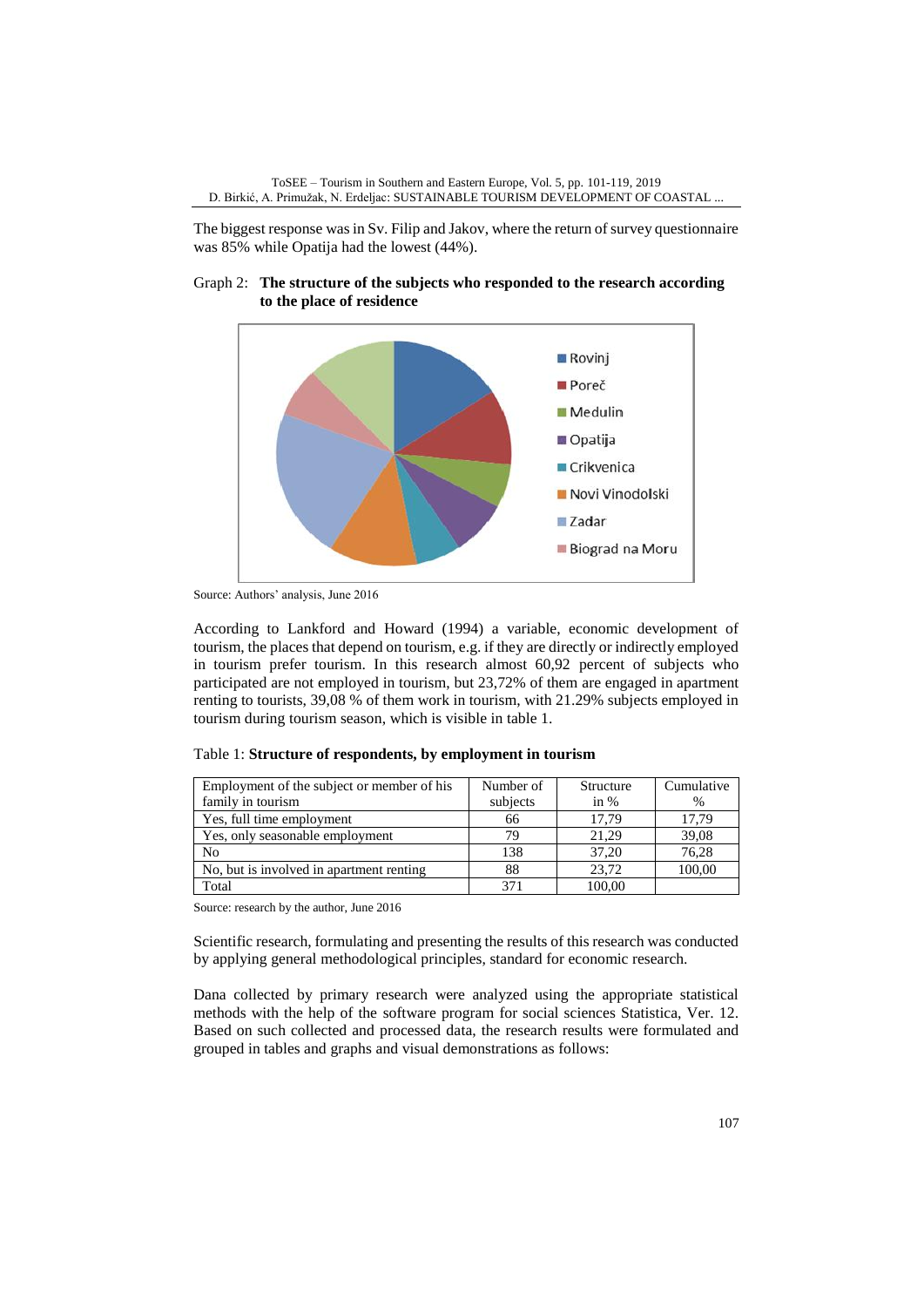The biggest response was in Sv. Filip and Jakov, where the return of survey questionnaire was 85% while Opatija had the lowest (44%).

Graph 2: **The structure of the subjects who responded to the research according to the place of residence**

Rovinj
Poreč
Medulin
Opatija
Crikvenica
Novi Vinodolski
Zadar
Biograd na Moru

Source: Authors' analysis, June 2016

According to Lankford and Howard (1994) a variable, economic development of tourism, the places that depend on tourism, e.g. if they are directly or indirectly employed in tourism prefer tourism. In this research almost 60,92 percent of subjects who participated are not employed in tourism, but 23,72% of them are engaged in apartment renting to tourists, 39,08 % of them work in tourism, with 21.29% subjects employed in tourism during tourism season, which is visible in table 1.

Table 1: **Structure of respondents, by employment in tourism**

| Employment of the subject or member of his family in tourism | Number of subjects | Structure in % | Cumulative % |
|---|---|---|---|
| Yes, full time employment | 66 | 17,79 | 17,79 |
| Yes, only seasonable employment | 79 | 21,29 | 39,08 |
| No | 138 | 37,20 | 76,28 |
| No, but is involved in apartment renting | 88 | 23,72 | 100,00 |
| Total | 371 | 100,00 | |

Source: research by the author, June 2016

Scientific research, formulating and presenting the results of this research was conducted by applying general methodological principles, standard for economic research.

Dana collected by primary research were analyzed using the appropriate statistical methods with the help of the software program for social sciences Statistica, Ver. 12. Based on such collected and processed data, the research results were formulated and grouped in tables and graphs and visual demonstrations as follows: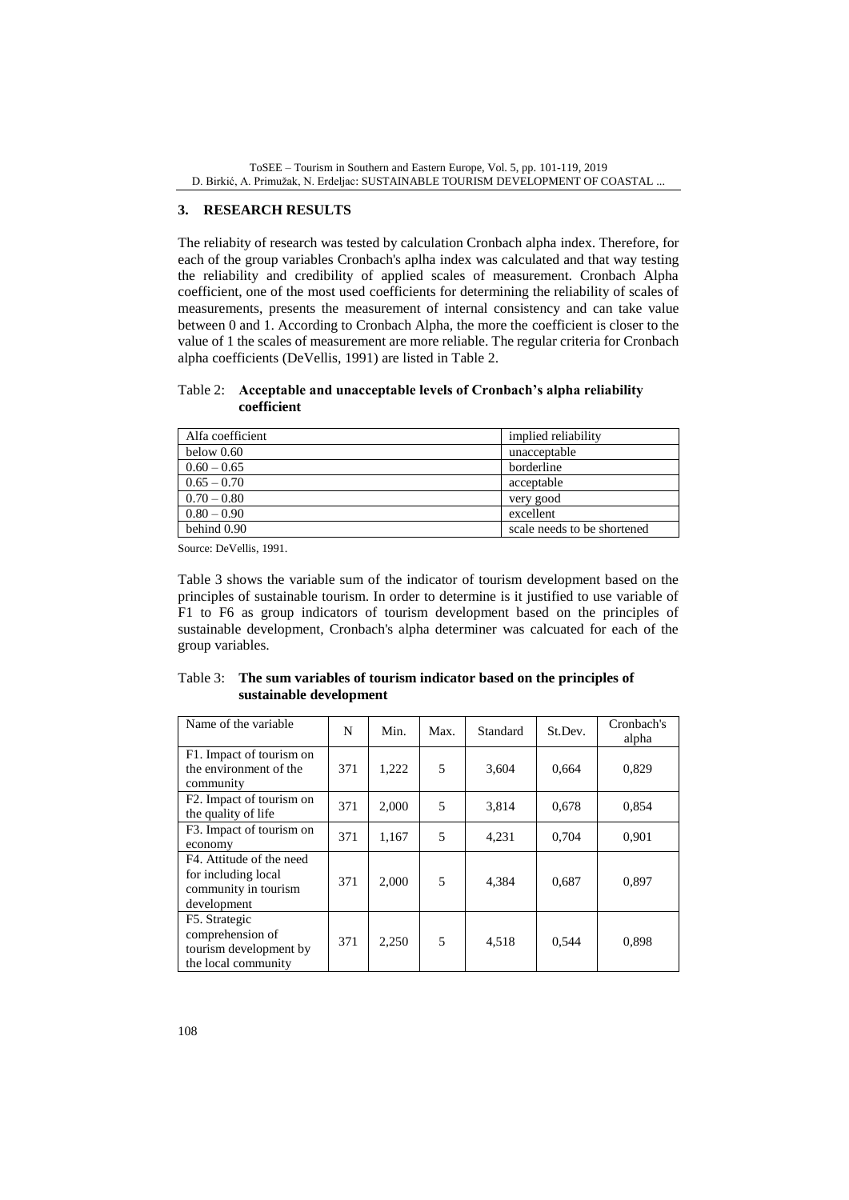## 3. RESEARCH RESULTS

The reliability of research was tested by calculation Cronbach alpha index. Therefore, for each of the group variables Cronbach's aplha index was calculated and that way testing the reliability and credibility of applied scales of measurement. Cronbach Alpha coefficient, one of the most used coefficients for determining the reliability of scales of measurements, presents the measurement of internal consistency and can take value between 0 and 1. According to Cronbach Alpha, the more the coefficient is closer to the value of 1 the scales of measurement are more reliable. The regular criteria for Cronbach alpha coefficients (DeVellis, 1991) are listed in Table 2.

Table 2: **Acceptable and unacceptable levels of Cronbach's alpha reliability coefficient**

| Alfa coefficient | implied reliability |
|---|---|
| below 0.60 | unacceptable |
| 0.60 – 0.65 | borderline |
| 0.65 – 0.70 | acceptable |
| 0.70 – 0.80 | very good |
| 0.80 – 0.90 | excellent |
| behind 0.90 | scale needs to be shortened |

Source: DeVellis, 1991.

Table 3 shows the variable sum of the indicator of tourism development based on the principles of sustainable tourism. In order to determine is it justified to use variable of F1 to F6 as group indicators of tourism development based on the principles of sustainable development, Cronbach's alpha determiner was calcuated for each of the group variables.

Table 3: **The sum variables of tourism indicator based on the principles of sustainable development**

| Name of the variable | N | Min. | Max. | Standard | St.Dev. | Cronbach's alpha |
|---|---|---|---|---|---|---|
| F1. Impact of tourism on the environment of the community | 371 | 1,222 | 5 | 3,604 | 0,664 | 0,829 |
| F2. Impact of tourism on the quality of life | 371 | 2,000 | 5 | 3,814 | 0,678 | 0,854 |
| F3. Impact of tourism on economy | 371 | 1,167 | 5 | 4,231 | 0,704 | 0,901 |
| F4. Attitude of the need for including local community in tourism development | 371 | 2,000 | 5 | 4,384 | 0,687 | 0,897 |
| F5. Strategic comprehension of tourism development by the local community | 371 | 2,250 | 5 | 4,518 | 0,544 | 0,898 |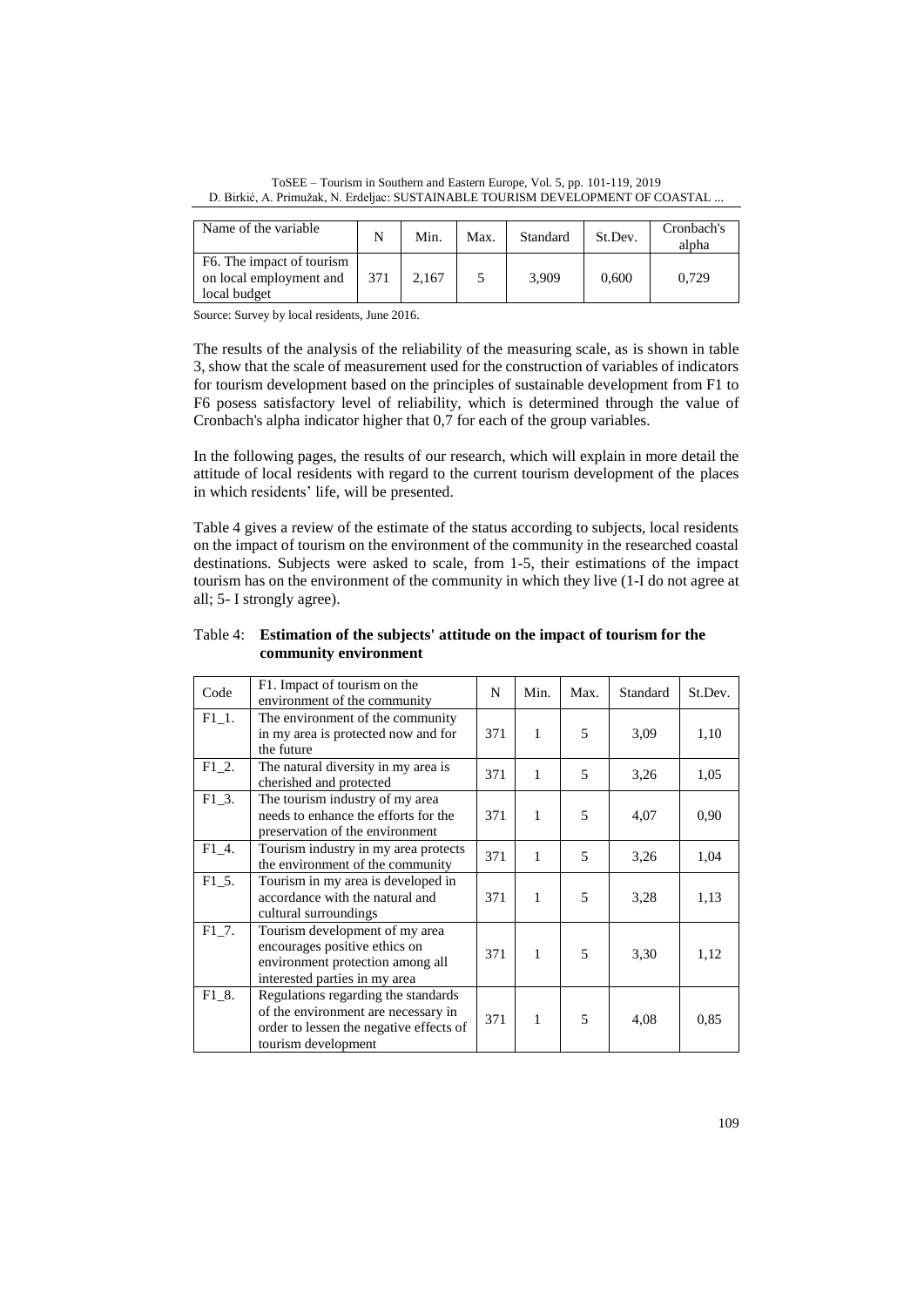| Name of the variable | N | Min. | Max. | Standard | St.Dev. | Cronbach's alpha |
|---|---|---|---|---|---|---|
| F6. The impact of tourism on local employment and local budget | 371 | 2,167 | 5 | 3,909 | 0,600 | 0,729 |

Source: Survey by local residents, June 2016.

The results of the analysis of the reliability of the measuring scale, as is shown in table 3, show that the scale of measurement used for the construction of variables of indicators for tourism development based on the principles of sustainable development from F1 to F6 posess satisfactory level of reliability, which is determined through the value of Cronbach's alpha indicator higher that 0,7 for each of the group variables.

In the following pages, the results of our research, which will explain in more detail the attitude of local residents with regard to the current tourism development of the places in which residents' life, will be presented.

Table 4 gives a review of the estimate of the status according to subjects, local residents on the impact of tourism on the environment of the community in the researched coastal destinations. Subjects were asked to scale, from 1-5, their estimations of the impact tourism has on the environment of the community in which they live (1-I do not agree at all; 5- I strongly agree).

Table 4: **Estimation of the subjects' attitude on the impact of tourism for the community environment**

| Code | F1. Impact of tourism on the environment of the community | N | Min. | Max. | Standard | St.Dev. |
|---|---|---|---|---|---|---|
| F1_1. | The environment of the community in my area is protected now and for the future | 371 | 1 | 5 | 3,09 | 1,10 |
| F1_2. | The natural diversity in my area is cherished and protected | 371 | 1 | 5 | 3,26 | 1,05 |
| F1_3. | The tourism industry of my area needs to enhance the efforts for the preservation of the environment | 371 | 1 | 5 | 4,07 | 0,90 |
| F1_4. | Tourism industry in my area protects the environment of the community | 371 | 1 | 5 | 3,26 | 1,04 |
| F1_5. | Tourism in my area is developed in accordance with the natural and cultural surroundings | 371 | 1 | 5 | 3,28 | 1,13 |
| F1_7. | Tourism development of my area encourages positive ethics on environment protection among all interested parties in my area | 371 | 1 | 5 | 3,30 | 1,12 |
| F1_8. | Regulations regarding the standards of the environment are necessary in order to lessen the negative effects of tourism development | 371 | 1 | 5 | 4,08 | 0,85 |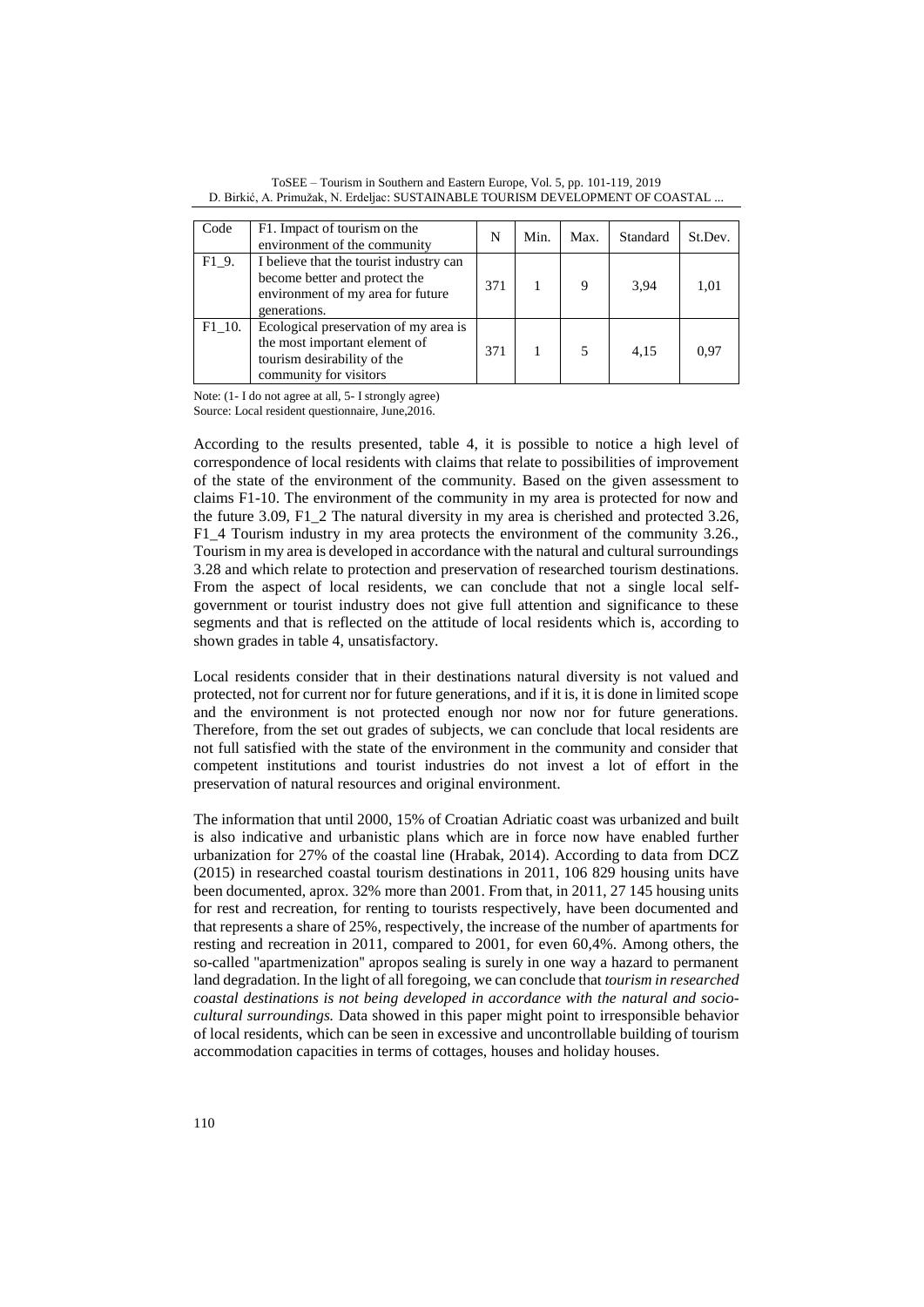| Code | F1. Impact of tourism on the environment of the community | N | Min. | Max. | Standard | St.Dev. |
|---|---|---|---|---|---|---|
| F1_9. | I believe that the tourist industry can become better and protect the environment of my area for future generations. | 371 | 1 | 9 | 3,94 | 1,01 |
| F1_10. | Ecological preservation of my area is the most important element of tourism desirability of the community for visitors | 371 | 1 | 5 | 4,15 | 0,97 |

Note: (1- I do not agree at all, 5- I strongly agree)
Source: Local resident questionnaire, June,2016.

According to the results presented, table 4, it is possible to notice a high level of correspondence of local residents with claims that relate to possibilities of improvement of the state of the environment of the community. Based on the given assessment to claims F1-10. The environment of the community in my area is protected for now and the future 3.09, F1_2 The natural diversity in my area is cherished and protected 3.26, F1_4 Tourism industry in my area protects the environment of the community 3.26., Tourism in my area is developed in accordance with the natural and cultural surroundings 3.28 and which relate to protection and preservation of researched tourism destinations. From the aspect of local residents, we can conclude that not a single local self-government or tourist industry does not give full attention and significance to these segments and that is reflected on the attitude of local residents which is, according to shown grades in table 4, unsatisfactory.

Local residents consider that in their destinations natural diversity is not valued and protected, not for current nor for future generations, and if it is, it is done in limited scope and the environment is not protected enough nor now nor for future generations. Therefore, from the set out grades of subjects, we can conclude that local residents are not full satisfied with the state of the environment in the community and consider that competent institutions and tourist industries do not invest a lot of effort in the preservation of natural resources and original environment.

The information that until 2000, 15% of Croatian Adriatic coast was urbanized and built is also indicative and urbanistic plans which are in force now have enabled further urbanization for 27% of the coastal line (Hrabak, 2014). According to data from DCZ (2015) in researched coastal tourism destinations in 2011, 106 829 housing units have been documented, aprox. 32% more than 2001. From that, in 2011, 27 145 housing units for rest and recreation, for renting to tourists respectively, have been documented and that represents a share of 25%, respectively, the increase of the number of apartments for resting and recreation in 2011, compared to 2001, for even 60,4%. Among others, the so-called "apartmenization" apropos sealing is surely in one way a hazard to permanent land degradation. In the light of all foregoing, we can conclude that *tourism in researched coastal destinations is not being developed in accordance with the natural and socio-cultural surroundings.* Data showed in this paper might point to irresponsible behavior of local residents, which can be seen in excessive and uncontrollable building of tourism accommodation capacities in terms of cottages, houses and holiday houses.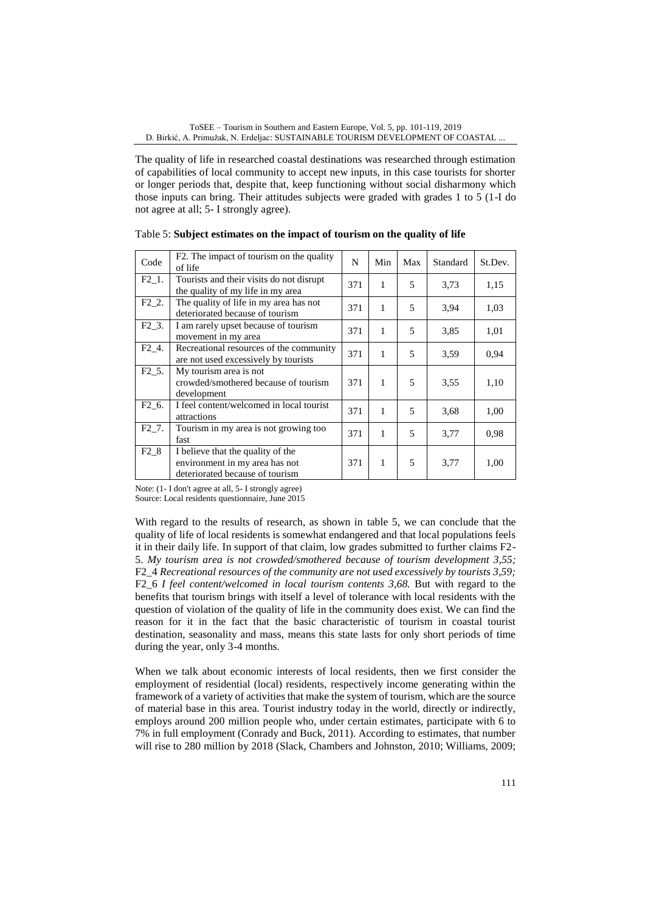The quality of life in researched coastal destinations was researched through estimation of capabilities of local community to accept new inputs, in this case tourists for shorter or longer periods that, despite that, keep functioning without social disharmony which those inputs can bring. Their attitudes subjects were graded with grades 1 to 5 (1-I do not agree at all; 5- I strongly agree).

Table 5: **Subject estimates on the impact of tourism on the quality of life**

| Code | F2. The impact of tourism on the quality of life | N | Min | Max | Standard | St.Dev. |
|---|---|---|---|---|---|---|
| F2_1. | Tourists and their visits do not disrupt the quality of my life in my area | 371 | 1 | 5 | 3,73 | 1,15 |
| F2_2. | The quality of life in my area has not deteriorated because of tourism | 371 | 1 | 5 | 3,94 | 1,03 |
| F2_3. | I am rarely upset because of tourism movement in my area | 371 | 1 | 5 | 3,85 | 1,01 |
| F2_4. | Recreational resources of the community are not used excessively by tourists | 371 | 1 | 5 | 3,59 | 0,94 |
| F2_5. | My tourism area is not crowded/smothered because of tourism development | 371 | 1 | 5 | 3,55 | 1,10 |
| F2_6. | I feel content/welcomed in local tourist attractions | 371 | 1 | 5 | 3,68 | 1,00 |
| F2_7. | Tourism in my area is not growing too fast | 371 | 1 | 5 | 3,77 | 0,98 |
| F2_8 | I believe that the quality of the environment in my area has not deteriorated because of tourism | 371 | 1 | 5 | 3,77 | 1,00 |

Note: (1- I don't agree at all, 5- I strongly agree)
Source: Local residents questionnaire, June 2015

With regard to the results of research, as shown in table 5, we can conclude that the quality of life of local residents is somewhat endangered and that local populations feels it in their daily life. In support of that claim, low grades submitted to further claims F2-5. *My tourism area is not crowded/smothered because of tourism development 3,55;* F2_4 *Recreational resources of the community are not used excessively by tourists 3,59;* F2_6 *I feel content/welcomed in local tourism contents 3,68.* But with regard to the benefits that tourism brings with itself a level of tolerance with local residents with the question of violation of the quality of life in the community does exist. We can find the reason for it in the fact that the basic characteristic of tourism in coastal tourist destination, seasonality and mass, means this state lasts for only short periods of time during the year, only 3-4 months.

When we talk about economic interests of local residents, then we first consider the employment of residential (local) residents, respectively income generating within the framework of a variety of activities that make the system of tourism, which are the source of material base in this area. Tourist industry today in the world, directly or indirectly, employs around 200 million people who, under certain estimates, participate with 6 to 7% in full employment (Conrady and Buck, 2011). According to estimates, that number will rise to 280 million by 2018 (Slack, Chambers and Johnston, 2010; Williams, 2009;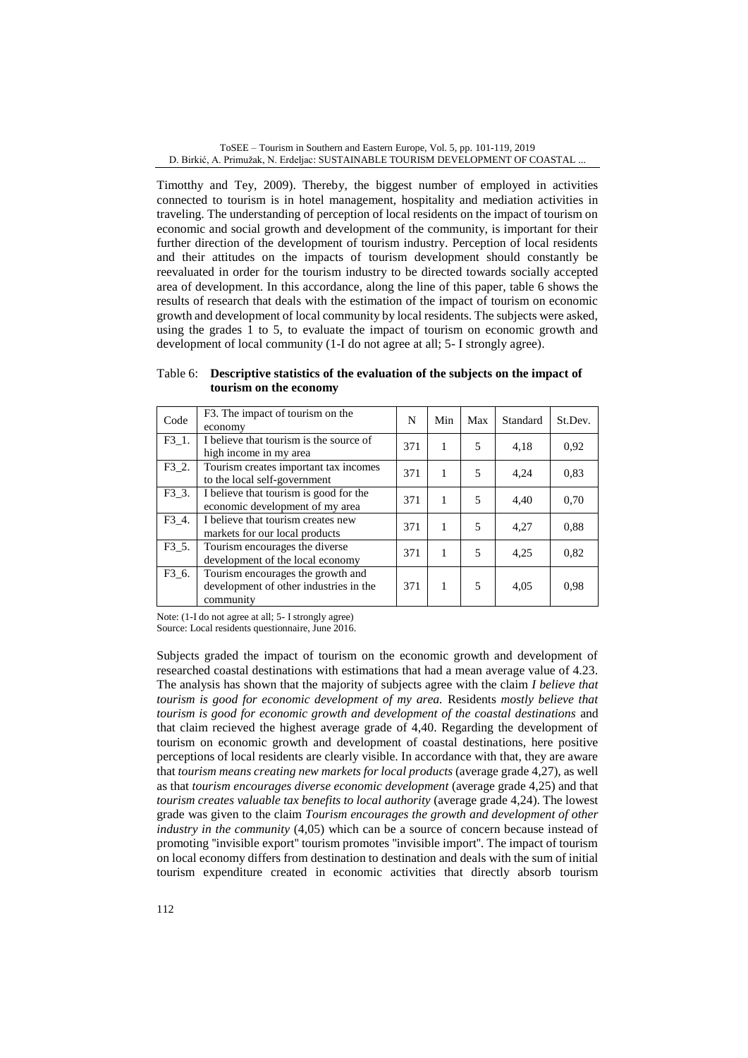Timotthy and Tey, 2009). Thereby, the biggest number of employed in activities connected to tourism is in hotel management, hospitality and mediation activities in traveling. The understanding of perception of local residents on the impact of tourism on economic and social growth and development of the community, is important for their further direction of the development of tourism industry. Perception of local residents and their attitudes on the impacts of tourism development should constantly be reevaluated in order for the tourism industry to be directed towards socially accepted area of development. In this accordance, along the line of this paper, table 6 shows the results of research that deals with the estimation of the impact of tourism on economic growth and development of local community by local residents. The subjects were asked, using the grades 1 to 5, to evaluate the impact of tourism on economic growth and development of local community (1-I do not agree at all; 5- I strongly agree).

Table 6: **Descriptive statistics of the evaluation of the subjects on the impact of tourism on the economy**

| Code | F3. The impact of tourism on the economy | N | Min | Max | Standard | St.Dev. |
|---|---|---|---|---|---|---|
| F3_1. | I believe that tourism is the source of high income in my area | 371 | 1 | 5 | 4,18 | 0,92 |
| F3_2. | Tourism creates important tax incomes to the local self-government | 371 | 1 | 5 | 4,24 | 0,83 |
| F3_3. | I believe that tourism is good for the economic development of my area | 371 | 1 | 5 | 4,40 | 0,70 |
| F3_4. | I believe that tourism creates new markets for our local products | 371 | 1 | 5 | 4,27 | 0,88 |
| F3_5. | Tourism encourages the diverse development of the local economy | 371 | 1 | 5 | 4,25 | 0,82 |
| F3_6. | Tourism encourages the growth and development of other industries in the community | 371 | 1 | 5 | 4,05 | 0,98 |

Note: (1-I do not agree at all; 5- I strongly agree)
Source: Local residents questionnaire, June 2016.

Subjects graded the impact of tourism on the economic growth and development of researched coastal destinations with estimations that had a mean average value of 4.23. The analysis has shown that the majority of subjects agree with the claim *I believe that tourism is good for economic development of my area.* Residents *mostly believe that tourism is good for economic growth and development of the coastal destinations* and that claim recieved the highest average grade of 4,40. Regarding the development of tourism on economic growth and development of coastal destinations, here positive perceptions of local residents are clearly visible. In accordance with that, they are aware that *tourism means creating new markets for local products* (average grade 4,27), as well as that *tourism encourages diverse economic development* (average grade 4,25) and that *tourism creates valuable tax benefits to local authority* (average grade 4,24). The lowest grade was given to the claim *Tourism encourages the growth and development of other industry in the community* (4,05) which can be a source of concern because instead of promoting "invisible export" tourism promotes "invisible import". The impact of tourism on local economy differs from destination to destination and deals with the sum of initial tourism expenditure created in economic activities that directly absorb tourism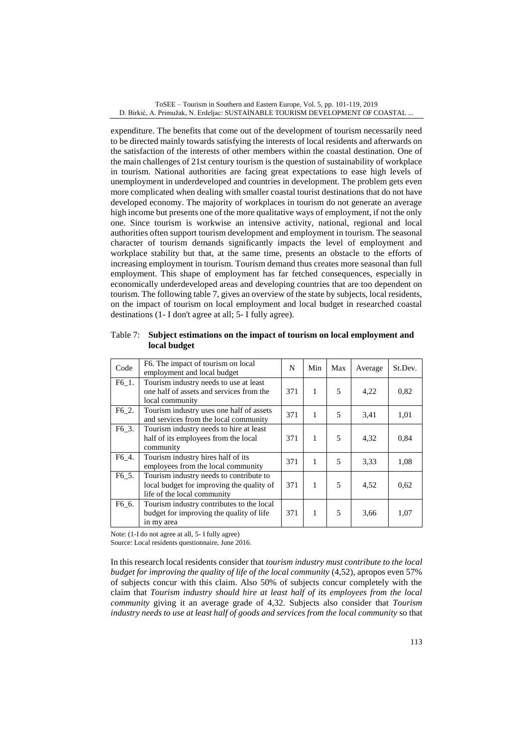expenditure. The benefits that come out of the development of tourism necessarily need to be directed mainly towards satisfying the interests of local residents and afterwards on the satisfaction of the interests of other members within the coastal destination. One of the main challenges of 21st century tourism is the question of sustainability of workplace in tourism. National authorities are facing great expectations to ease high levels of unemployment in underdeveloped and countries in development. The problem gets even more complicated when dealing with smaller coastal tourist destinations that do not have developed economy. The majority of workplaces in tourism do not generate an average high income but presents one of the more qualitative ways of employment, if not the only one. Since tourism is workwise an intensive activity, national, regional and local authorities often support tourism development and employment in tourism. The seasonal character of tourism demands significantly impacts the level of employment and workplace stability but that, at the same time, presents an obstacle to the efforts of increasing employment in tourism. Tourism demand thus creates more seasonal than full employment. This shape of employment has far fetched consequences, especially in economically underdeveloped areas and developing countries that are too dependent on tourism. The following table 7, gives an overview of the state by subjects, local residents, on the impact of tourism on local employment and local budget in researched coastal destinations (1- I don't agree at all; 5- I fully agree).

Table 7: **Subject estimations on the impact of tourism on local employment and local budget**

| Code | F6. The impact of tourism on local employment and local budget | N | Min | Max | Average | St.Dev. |
|---|---|---|---|---|---|---|
| F6_1. | Tourism industry needs to use at least one half of assets and services from the local community | 371 | 1 | 5 | 4,22 | 0,82 |
| F6_2. | Tourism industry uses one half of assets and services from the local community | 371 | 1 | 5 | 3,41 | 1,01 |
| F6_3. | Tourism industry needs to hire at least half of its employees from the local community | 371 | 1 | 5 | 4,32 | 0,84 |
| F6_4. | Tourism industry hires half of its employees from the local community | 371 | 1 | 5 | 3,33 | 1,08 |
| F6_5. | Tourism industry needs to contribute to local budget for improving the quality of life of the local community | 371 | 1 | 5 | 4,52 | 0,62 |
| F6_6. | Tourism industry contributes to the local budget for improving the quality of life in my area | 371 | 1 | 5 | 3,66 | 1,07 |

Note: (1-I do not agree at all, 5- I fully agree)

Source: Local residents questionnaire, June 2016.

In this research local residents consider that *tourism industry must contribute to the local budget for improving the quality of life of the local community* (4,52), apropos even 57% of subjects concur with this claim. Also 50% of subjects concur completely with the claim that *Tourism industry should hire at least half of its employees from the local community* giving it an average grade of 4,32. Subjects also consider that *Tourism industry needs to use at least half of goods and services from the local community* so that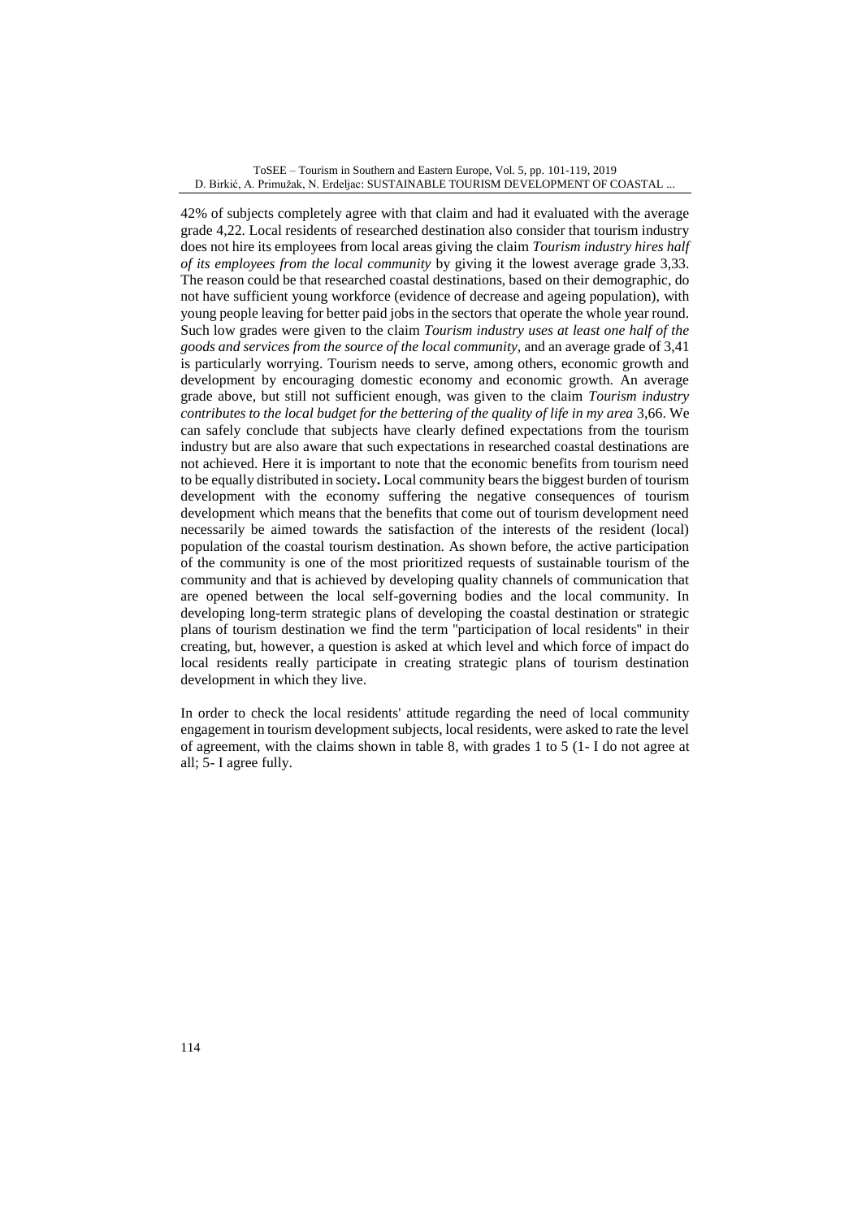42% of subjects completely agree with that claim and had it evaluated with the average grade 4,22. Local residents of researched destination also consider that tourism industry does not hire its employees from local areas giving the claim *Tourism industry hires half of its employees from the local community* by giving it the lowest average grade 3,33. The reason could be that researched coastal destinations, based on their demographic, do not have sufficient young workforce (evidence of decrease and ageing population), with young people leaving for better paid jobs in the sectors that operate the whole year round. Such low grades were given to the claim *Tourism industry uses at least one half of the goods and services from the source of the local community,* and an average grade of 3,41 is particularly worrying. Tourism needs to serve, among others, economic growth and development by encouraging domestic economy and economic growth. An average grade above, but still not sufficient enough, was given to the claim *Tourism industry contributes to the local budget for the bettering of the quality of life in my area* 3,66. We can safely conclude that subjects have clearly defined expectations from the tourism industry but are also aware that such expectations in researched coastal destinations are not achieved. Here it is important to note that the economic benefits from tourism need to be equally distributed in society**.** Local community bears the biggest burden of tourism development with the economy suffering the negative consequences of tourism development which means that the benefits that come out of tourism development need necessarily be aimed towards the satisfaction of the interests of the resident (local) population of the coastal tourism destination. As shown before, the active participation of the community is one of the most prioritized requests of sustainable tourism of the community and that is achieved by developing quality channels of communication that are opened between the local self-governing bodies and the local community. In developing long-term strategic plans of developing the coastal destination or strategic plans of tourism destination we find the term "participation of local residents" in their creating, but, however, a question is asked at which level and which force of impact do local residents really participate in creating strategic plans of tourism destination development in which they live.

In order to check the local residents' attitude regarding the need of local community engagement in tourism development subjects, local residents, were asked to rate the level of agreement, with the claims shown in table 8, with grades 1 to 5 (1- I do not agree at all; 5- I agree fully.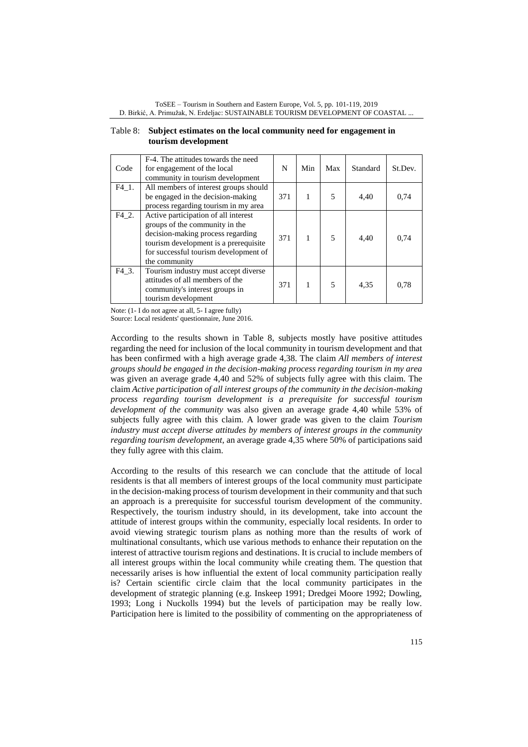Table 8: **Subject estimates on the local community need for engagement in tourism development**

| Code | F-4. The attitudes towards the need for engagement of the local community in tourism development | N | Min | Max | Standard | St.Dev. |
|---|---|---|---|---|---|---|
| F4_1. | All members of interest groups should be engaged in the decision-making process regarding tourism in my area | 371 | 1 | 5 | 4,40 | 0,74 |
| F4_2. | Active participation of all interest groups of the community in the decision-making process regarding tourism development is a prerequisite for successful tourism development of the community | 371 | 1 | 5 | 4,40 | 0,74 |
| F4_3. | Tourism industry must accept diverse attitudes of all members of the community's interest groups in tourism development | 371 | 1 | 5 | 4,35 | 0,78 |

Note: (1- I do not agree at all, 5- I agree fully)
Source: Local residents' questionnaire, June 2016.

According to the results shown in Table 8, subjects mostly have positive attitudes regarding the need for inclusion of the local community in tourism development and that has been confirmed with a high average grade 4,38. The claim *All members of interest groups should be engaged in the decision-making process regarding tourism in my area* was given an average grade 4,40 and 52% of subjects fully agree with this claim. The claim *Active participation of all interest groups of the community in the decision-making process regarding tourism development is a prerequisite for successful tourism development of the community* was also given an average grade 4,40 while 53% of subjects fully agree with this claim. A lower grade was given to the claim *Tourism industry must accept diverse attitudes by members of interest groups in the community regarding tourism development*, an average grade 4,35 where 50% of participations said they fully agree with this claim.

According to the results of this research we can conclude that the attitude of local residents is that all members of interest groups of the local community must participate in the decision-making process of tourism development in their community and that such an approach is a prerequisite for successful tourism development of the community. Respectively, the tourism industry should, in its development, take into account the attitude of interest groups within the community, especially local residents. In order to avoid viewing strategic tourism plans as nothing more than the results of work of multinational consultants, which use various methods to enhance their reputation on the interest of attractive tourism regions and destinations. It is crucial to include members of all interest groups within the local community while creating them. The question that necessarily arises is how influential the extent of local community participation really is? Certain scientific circle claim that the local community participates in the development of strategic planning (e.g. Inskeep 1991; Dredgei Moore 1992; Dowling, 1993; Long i Nuckolls 1994) but the levels of participation may be really low. Participation here is limited to the possibility of commenting on the appropriateness of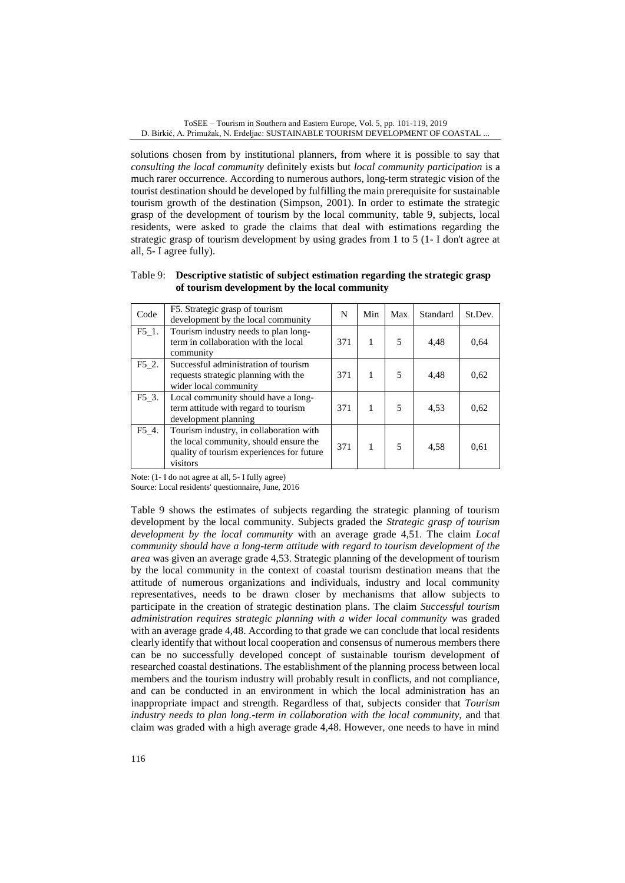solutions chosen from by institutional planners, from where it is possible to say that *consulting the local community* definitely exists but *local community participation* is a much rarer occurrence. According to numerous authors, long-term strategic vision of the tourist destination should be developed by fulfilling the main prerequisite for sustainable tourism growth of the destination (Simpson, 2001). In order to estimate the strategic grasp of the development of tourism by the local community, table 9, subjects, local residents, were asked to grade the claims that deal with estimations regarding the strategic grasp of tourism development by using grades from 1 to 5 (1- I don't agree at all, 5- I agree fully).

Table 9: **Descriptive statistic of subject estimation regarding the strategic grasp of tourism development by the local community**

| Code | F5. Strategic grasp of tourism development by the local community | N | Min | Max | Standard | St.Dev. |
|---|---|---|---|---|---|---|
| F5_1. | Tourism industry needs to plan long-term in collaboration with the local community | 371 | 1 | 5 | 4,48 | 0,64 |
| F5_2. | Successful administration of tourism requests strategic planning with the wider local community | 371 | 1 | 5 | 4,48 | 0,62 |
| F5_3. | Local community should have a long-term attitude with regard to tourism development planning | 371 | 1 | 5 | 4,53 | 0,62 |
| F5_4. | Tourism industry, in collaboration with the local community, should ensure the quality of tourism experiences for future visitors | 371 | 1 | 5 | 4,58 | 0,61 |

Note: (1- I do not agree at all, 5- I fully agree)
Source: Local residents' questionnaire, June, 2016

Table 9 shows the estimates of subjects regarding the strategic planning of tourism development by the local community. Subjects graded the *Strategic grasp of tourism development by the local community* with an average grade 4,51. The claim *Local community should have a long-term attitude with regard to tourism development of the area* was given an average grade 4,53. Strategic planning of the development of tourism by the local community in the context of coastal tourism destination means that the attitude of numerous organizations and individuals, industry and local community representatives, needs to be drawn closer by mechanisms that allow subjects to participate in the creation of strategic destination plans. The claim *Successful tourism administration requires strategic planning with a wider local community* was graded with an average grade 4,48. According to that grade we can conclude that local residents clearly identify that without local cooperation and consensus of numerous members there can be no successfully developed concept of sustainable tourism development of researched coastal destinations. The establishment of the planning process between local members and the tourism industry will probably result in conflicts, and not compliance, and can be conducted in an environment in which the local administration has an inappropriate impact and strength. Regardless of that, subjects consider that *Tourism industry needs to plan long.-term in collaboration with the local community,* and that claim was graded with a high average grade 4,48. However, one needs to have in mind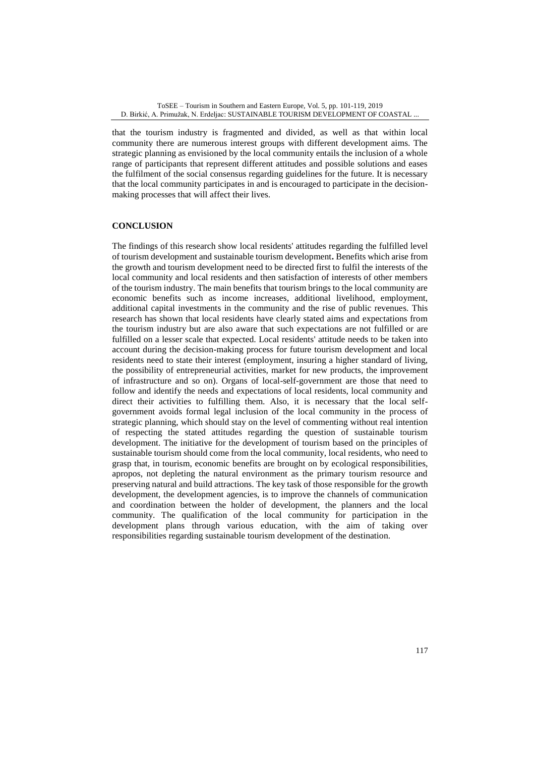that the tourism industry is fragmented and divided, as well as that within local community there are numerous interest groups with different development aims. The strategic planning as envisioned by the local community entails the inclusion of a whole range of participants that represent different attitudes and possible solutions and eases the fulfilment of the social consensus regarding guidelines for the future. It is necessary that the local community participates in and is encouraged to participate in the decision-making processes that will affect their lives.

## CONCLUSION

The findings of this research show local residents' attitudes regarding the fulfilled level of tourism development and sustainable tourism development. Benefits which arise from the growth and tourism development need to be directed first to fulfil the interests of the local community and local residents and then satisfaction of interests of other members of the tourism industry. The main benefits that tourism brings to the local community are economic benefits such as income increases, additional livelihood, employment, additional capital investments in the community and the rise of public revenues. This research has shown that local residents have clearly stated aims and expectations from the tourism industry but are also aware that such expectations are not fulfilled or are fulfilled on a lesser scale that expected. Local residents' attitude needs to be taken into account during the decision-making process for future tourism development and local residents need to state their interest (employment, insuring a higher standard of living, the possibility of entrepreneurial activities, market for new products, the improvement of infrastructure and so on). Organs of local-self-government are those that need to follow and identify the needs and expectations of local residents, local community and direct their activities to fulfilling them. Also, it is necessary that the local self-government avoids formal legal inclusion of the local community in the process of strategic planning, which should stay on the level of commenting without real intention of respecting the stated attitudes regarding the question of sustainable tourism development. The initiative for the development of tourism based on the principles of sustainable tourism should come from the local community, local residents, who need to grasp that, in tourism, economic benefits are brought on by ecological responsibilities, apropos, not depleting the natural environment as the primary tourism resource and preserving natural and build attractions. The key task of those responsible for the growth development, the development agencies, is to improve the channels of communication and coordination between the holder of development, the planners and the local community. The qualification of the local community for participation in the development plans through various education, with the aim of taking over responsibilities regarding sustainable tourism development of the destination.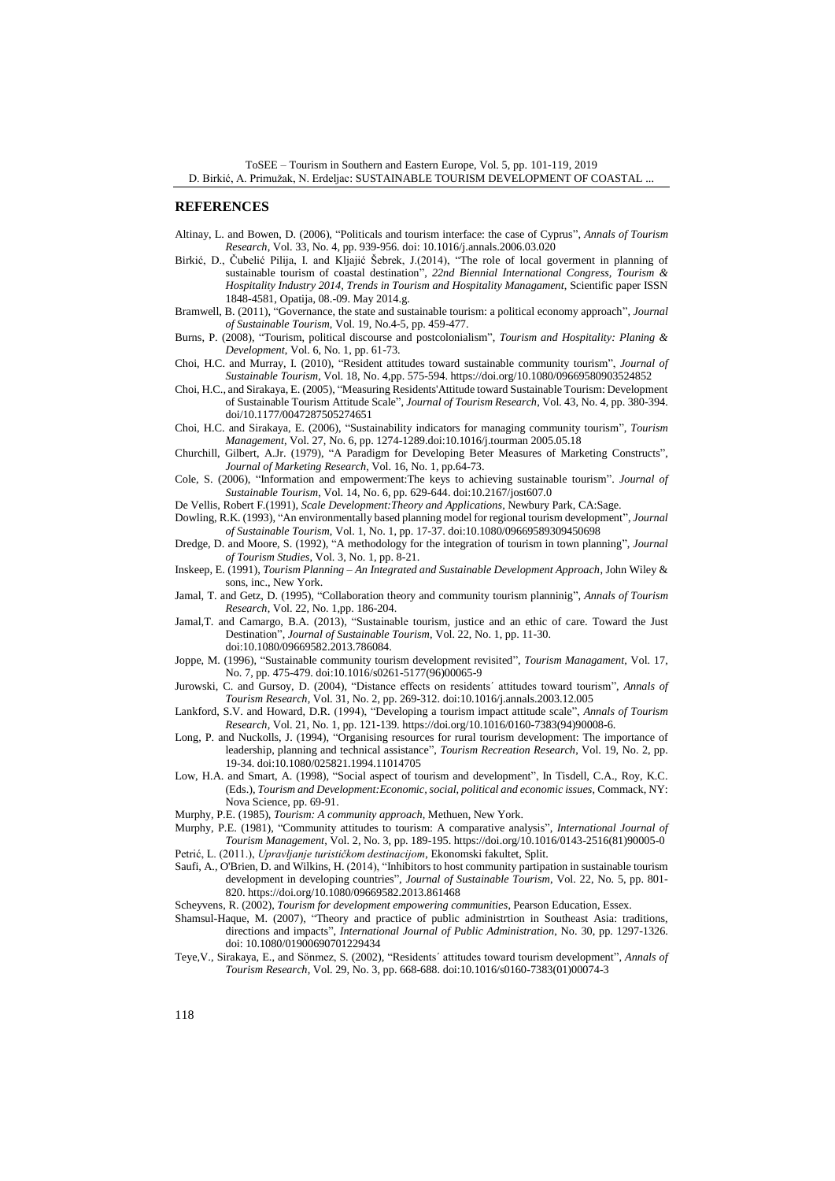## REFERENCES

Altinay, L. and Bowen, D. (2006), "Politicals and tourism interface: the case of Cyprus", *Annals of Tourism Research*, Vol. 33, No. 4, pp. 939-956. doi: 10.1016/j.annals.2006.03.020

Birkić, D., Čubelić Pilija, I. and Kljajić Šebrek, J.(2014), "The role of local goverment in planning of sustainable tourism of coastal destination", *22nd Biennial International Congress, Tourism & Hospitality Industry 2014, Trends in Tourism and Hospitality Managament*, Scientific paper ISSN 1848-4581, Opatija, 08.-09. May 2014.g.

Bramwell, B. (2011), "Governance, the state and sustainable tourism: a political economy approach", *Journal of Sustainable Tourism*, Vol. 19, No.4-5, pp. 459-477.

Burns, P. (2008), "Tourism, political discourse and postcolonialism", *Tourism and Hospitality: Planing & Development*, Vol. 6, No. 1, pp. 61-73.

Choi, H.C. and Murray, I. (2010), "Resident attitudes toward sustainable community tourism", *Journal of Sustainable Tourism*, Vol. 18, No. 4,pp. 575-594. https://doi.org/10.1080/09669580903524852

Choi, H.C., and Sirakaya, E. (2005), "Measuring Residents'Attitude toward Sustainable Tourism: Development of Sustainable Tourism Attitude Scale", *Journal of Tourism Research*, Vol. 43, No. 4, pp. 380-394. doi/10.1177/0047287505274651

Choi, H.C. and Sirakaya, E. (2006), "Sustainability indicators for managing community tourism", *Tourism Management*, Vol. 27, No. 6, pp. 1274-1289.doi:10.1016/j.tourman 2005.05.18

Churchill, Gilbert, A.Jr. (1979), "A Paradigm for Developing Beter Measures of Marketing Constructs", *Journal of Marketing Research*, Vol. 16, No. 1, pp.64-73.

Cole, S. (2006), "Information and empowerment:The keys to achieving sustainable tourism". *Journal of Sustainable Tourism*, Vol. 14, No. 6, pp. 629-644. doi:10.2167/jost607.0

De Vellis, Robert F.(1991), *Scale Development:Theory and Applications*, Newbury Park, CA:Sage.

Dowling, R.K. (1993), "An environmentally based planning model for regional tourism development", *Journal of Sustainable Tourism*, Vol. 1, No. 1, pp. 17-37. doi:10.1080/09669589309450698

Dredge, D. and Moore, S. (1992), "A methodology for the integration of tourism in town planning", *Journal of Tourism Studies*, Vol. 3, No. 1, pp. 8-21.

Inskeep, E. (1991), *Tourism Planning – An Integrated and Sustainable Development Approach*, John Wiley & sons, inc., New York.

Jamal, T. and Getz, D. (1995), "Collaboration theory and community tourism planninig", *Annals of Tourism Research*, Vol. 22, No. 1,pp. 186-204.

Jamal,T. and Camargo, B.A. (2013), "Sustainable tourism, justice and an ethic of care. Toward the Just Destination", *Journal of Sustainable Tourism*, Vol. 22, No. 1, pp. 11-30. doi:10.1080/09669582.2013.786084.

Joppe, M. (1996), "Sustainable community tourism development revisited", *Tourism Managament*, Vol. 17, No. 7, pp. 475-479. doi:10.1016/s0261-5177(96)00065-9

Jurowski, C. and Gursoy, D. (2004), "Distance effects on residents´ attitudes toward tourism", *Annals of Tourism Research*, Vol. 31, No. 2, pp. 269-312. doi:10.1016/j.annals.2003.12.005

Lankford, S.V. and Howard, D.R. (1994), "Developing a tourism impact attitude scale", *Annals of Tourism Research*, Vol. 21, No. 1, pp. 121-139. https://doi.org/10.1016/0160-7383(94)90008-6.

Long, P. and Nuckolls, J. (1994), "Organising resources for rural tourism development: The importance of leadership, planning and technical assistance", *Tourism Recreation Research*, Vol. 19, No. 2, pp. 19-34. doi:10.1080/025821.1994.11014705

Low, H.A. and Smart, A. (1998), "Social aspect of tourism and development", In Tisdell, C.A., Roy, K.C. (Eds.), *Tourism and Development:Economic, social, political and economic issues*, Commack, NY: Nova Science, pp. 69-91.

Murphy, P.E. (1985), *Tourism: A community approach*, Methuen, New York.

Murphy, P.E. (1981), "Community attitudes to tourism: A comparative analysis", *International Journal of Tourism Management*, Vol. 2, No. 3, pp. 189-195. https://doi.org/10.1016/0143-2516(81)90005-0

Petrić, L. (2011.), *Upravljanje turističkom destinacijom*, Ekonomski fakultet, Split.

Saufi, A., O'Brien, D. and Wilkins, H. (2014), "Inhibitors to host community partipation in sustainable tourism development in developing countries", *Journal of Sustainable Tourism*, Vol. 22, No. 5, pp. 801-820. https://doi.org/10.1080/09669582.2013.861468

Scheyvens, R. (2002), *Tourism for development empowering communities*, Pearson Education, Essex.

Shamsul-Haque, M. (2007), "Theory and practice of public administrtion in Southeast Asia: traditions, directions and impacts", *International Journal of Public Administration*, No. 30, pp. 1297-1326. doi: 10.1080/01900690701229434

Teye,V., Sirakaya, E., and Sönmez, S. (2002), "Residents´ attitudes toward tourism development", *Annals of Tourism Research*, Vol. 29, No. 3, pp. 668-688. doi:10.1016/s0160-7383(01)00074-3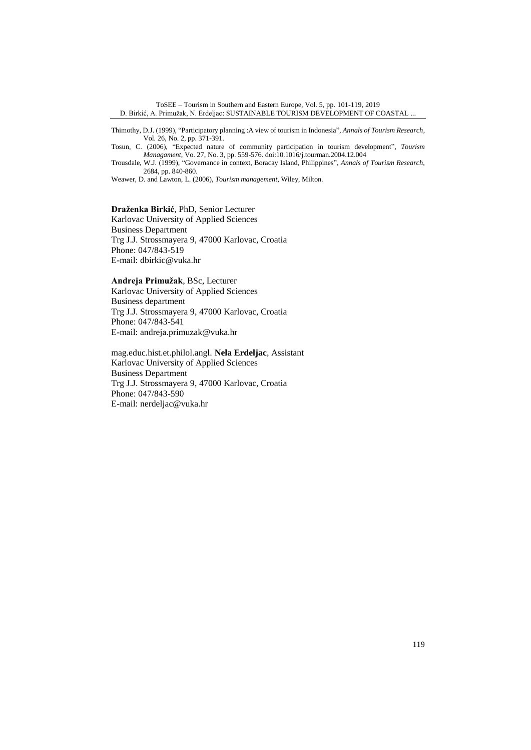Thimothy, D.J. (1999), "Participatory planning :A view of tourism in Indonesia", *Annals of Tourism Research*, Vol. 26, No. 2, pp. 371-391.

Tosun, C. (2006), "Expected nature of community participation in tourism development", *Tourism Managament*, Vo. 27, No. 3, pp. 559-576. doi:10.1016/j.tourman.2004.12.004

Trousdale, W.J. (1999), "Governance in context, Boracay Island, Philippines", *Annals of Tourism Research*, 2684, pp. 840-860.

Weawer, D. and Lawton, L. (2006), *Tourism management*, Wiley, Milton.

**Draženka Birkić**, PhD, Senior Lecturer
Karlovac University of Applied Sciences
Business Department
Trg J.J. Strossmayera 9, 47000 Karlovac, Croatia
Phone: 047/843-519
E-mail: dbirkic@vuka.hr

**Andreja Primužak**, BSc, Lecturer
Karlovac University of Applied Sciences
Business department
Trg J.J. Strossmayera 9, 47000 Karlovac, Croatia
Phone: 047/843-541
E-mail: andreja.primuzak@vuka.hr

mag.educ.hist.et.philol.angl. **Nela Erdeljac**, Assistant
Karlovac University of Applied Sciences
Business Department
Trg J.J. Strossmayera 9, 47000 Karlovac, Croatia
Phone: 047/843-590
E-mail: nerdeljac@vuka.hr